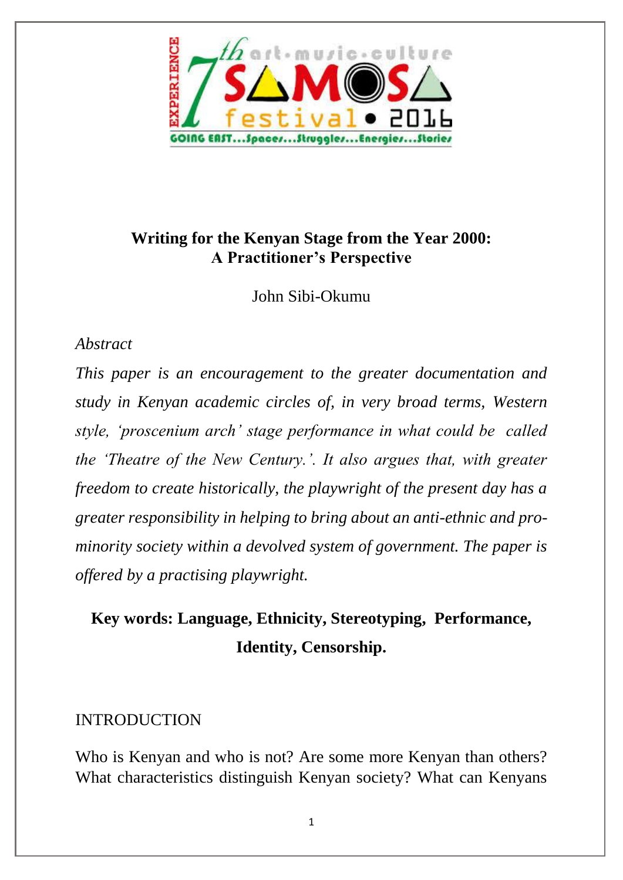# Writing for the Kenyan Stage from the Year 2000: A Practitioner's Perspective

John Sibi-Okumu

*Abstract*

*This paper is an encouragement to the greater documentation and study in Kenyan academic circles of, in very broad terms, Western style, 'proscenium arch' stage performance in what could be called the 'Theatre of the New Century.'. It also argues that, with greater freedom to create historically, the playwright of the present day has a greater responsibility in helping to bring about an anti-ethnic and pro-minority society within a devolved system of government. The paper is offered by a practising playwright.*

**Key words: Language, Ethnicity, Stereotyping, Performance, Identity, Censorship.**

## INTRODUCTION

Who is Kenyan and who is not? Are some more Kenyan than others? What characteristics distinguish Kenyan society? What can Kenyans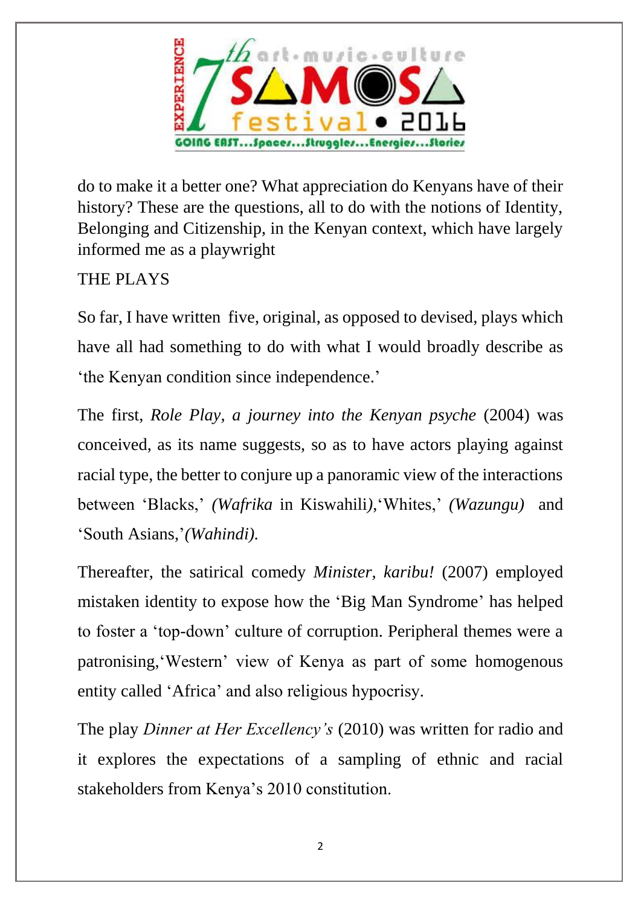do to make it a better one? What appreciation do Kenyans have of their history? These are the questions, all to do with the notions of Identity, Belonging and Citizenship, in the Kenyan context, which have largely informed me as a playwright

THE PLAYS

So far, I have written five, original, as opposed to devised, plays which have all had something to do with what I would broadly describe as 'the Kenyan condition since independence.'

The first, *Role Play, a journey into the Kenyan psyche* (2004) was conceived, as its name suggests, so as to have actors playing against racial type, the better to conjure up a panoramic view of the interactions between 'Blacks,' *(Wafrika* in Kiswahili*)*,'Whites,' *(Wazungu)* and 'South Asians,'*(Wahindi).*

Thereafter, the satirical comedy *Minister, karibu!* (2007) employed mistaken identity to expose how the 'Big Man Syndrome' has helped to foster a 'top-down' culture of corruption. Peripheral themes were a patronising,'Western' view of Kenya as part of some homogenous entity called 'Africa' and also religious hypocrisy.

The play *Dinner at Her Excellency's* (2010) was written for radio and it explores the expectations of a sampling of ethnic and racial stakeholders from Kenya's 2010 constitution.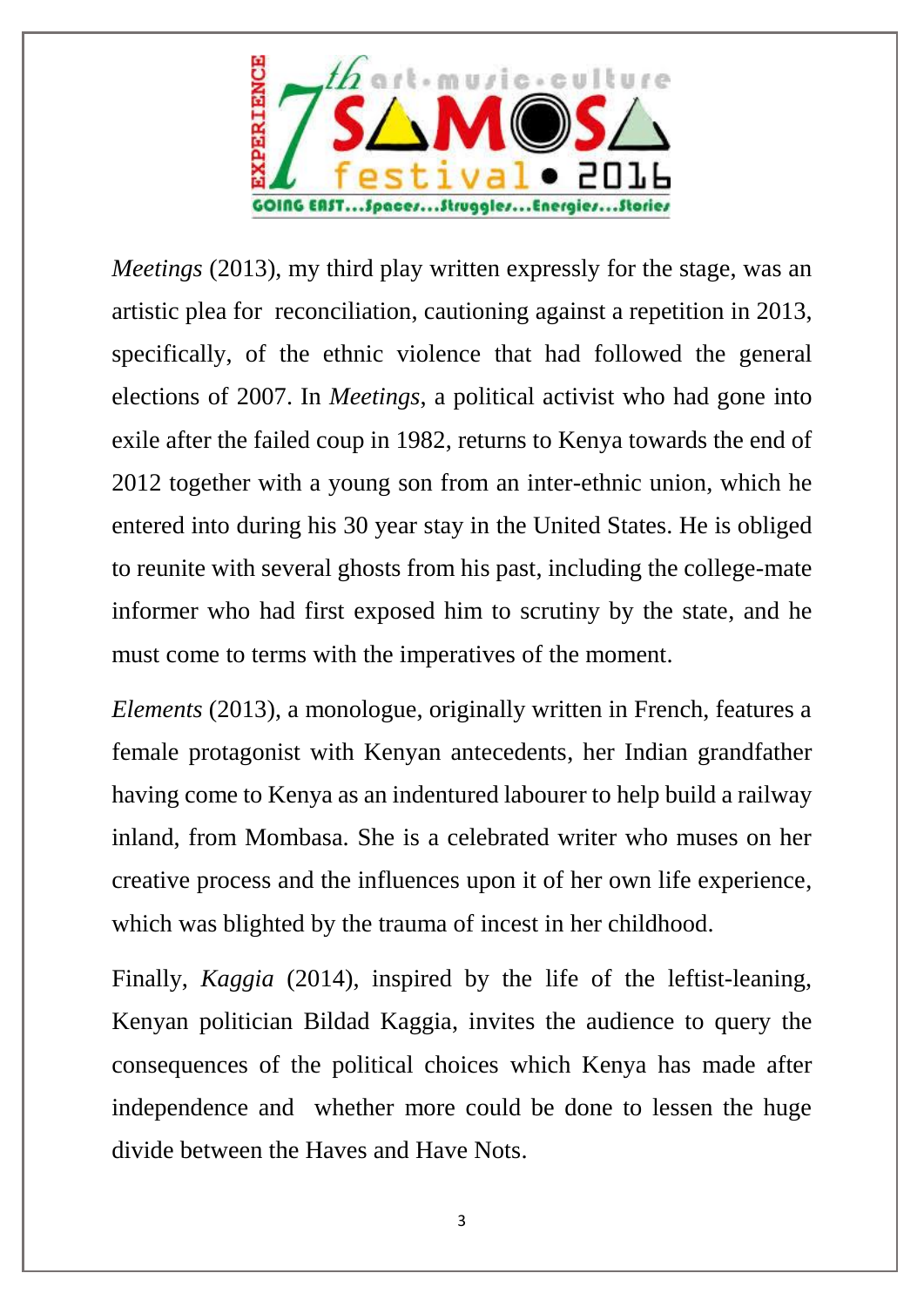*Meetings* (2013), my third play written expressly for the stage, was an artistic plea for reconciliation, cautioning against a repetition in 2013, specifically, of the ethnic violence that had followed the general elections of 2007. In *Meetings*, a political activist who had gone into exile after the failed coup in 1982, returns to Kenya towards the end of 2012 together with a young son from an inter-ethnic union, which he entered into during his 30 year stay in the United States. He is obliged to reunite with several ghosts from his past, including the college-mate informer who had first exposed him to scrutiny by the state, and he must come to terms with the imperatives of the moment.

*Elements* (2013), a monologue, originally written in French, features a female protagonist with Kenyan antecedents, her Indian grandfather having come to Kenya as an indentured labourer to help build a railway inland, from Mombasa. She is a celebrated writer who muses on her creative process and the influences upon it of her own life experience, which was blighted by the trauma of incest in her childhood.

Finally, *Kaggia* (2014), inspired by the life of the leftist-leaning, Kenyan politician Bildad Kaggia, invites the audience to query the consequences of the political choices which Kenya has made after independence and whether more could be done to lessen the huge divide between the Haves and Have Nots.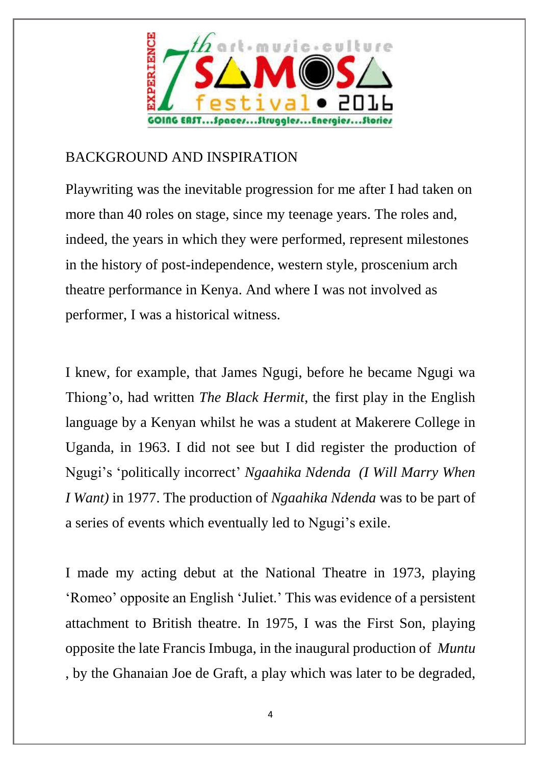## BACKGROUND AND INSPIRATION

Playwriting was the inevitable progression for me after I had taken on more than 40 roles on stage, since my teenage years. The roles and, indeed, the years in which they were performed, represent milestones in the history of post-independence, western style, proscenium arch theatre performance in Kenya. And where I was not involved as performer, I was a historical witness.

I knew, for example, that James Ngugi, before he became Ngugi wa Thiong'o, had written *The Black Hermit*, the first play in the English language by a Kenyan whilst he was a student at Makerere College in Uganda, in 1963. I did not see but I did register the production of Ngugi's 'politically incorrect' *Ngaahika Ndenda (I Will Marry When I Want)* in 1977. The production of *Ngaahika Ndenda* was to be part of a series of events which eventually led to Ngugi's exile.

I made my acting debut at the National Theatre in 1973, playing 'Romeo' opposite an English 'Juliet.' This was evidence of a persistent attachment to British theatre. In 1975, I was the First Son, playing opposite the late Francis Imbuga, in the inaugural production of *Muntu* , by the Ghanaian Joe de Graft, a play which was later to be degraded,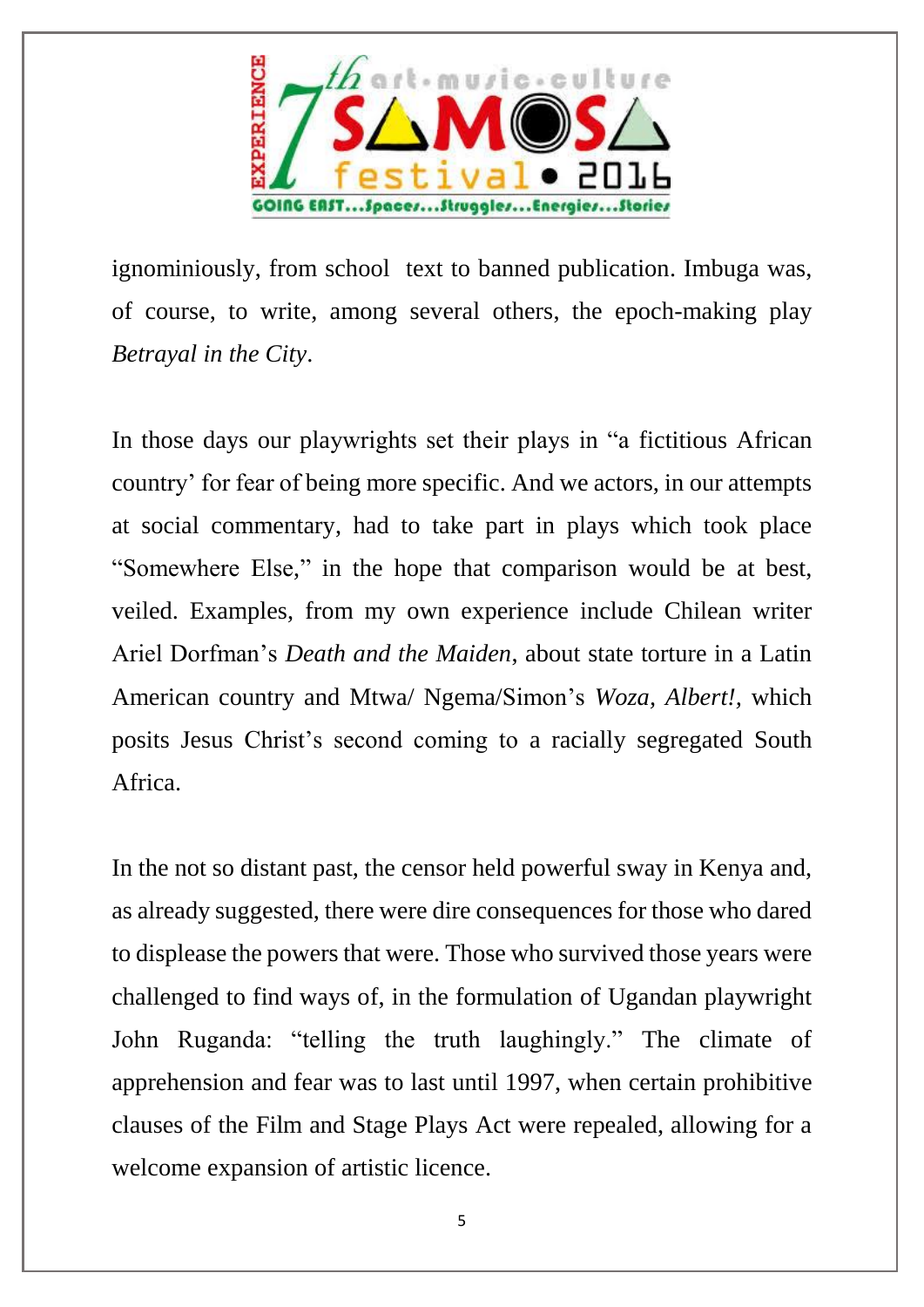ignominiously, from school text to banned publication. Imbuga was, of course, to write, among several others, the epoch-making play *Betrayal in the City*.

In those days our playwrights set their plays in "a fictitious African country' for fear of being more specific. And we actors, in our attempts at social commentary, had to take part in plays which took place "Somewhere Else," in the hope that comparison would be at best, veiled. Examples, from my own experience include Chilean writer Ariel Dorfman's *Death and the Maiden*, about state torture in a Latin American country and Mtwa/ Ngema/Simon's *Woza, Albert!*, which posits Jesus Christ's second coming to a racially segregated South Africa.

In the not so distant past, the censor held powerful sway in Kenya and, as already suggested, there were dire consequences for those who dared to displease the powers that were. Those who survived those years were challenged to find ways of, in the formulation of Ugandan playwright John Ruganda: "telling the truth laughingly." The climate of apprehension and fear was to last until 1997, when certain prohibitive clauses of the Film and Stage Plays Act were repealed, allowing for a welcome expansion of artistic licence.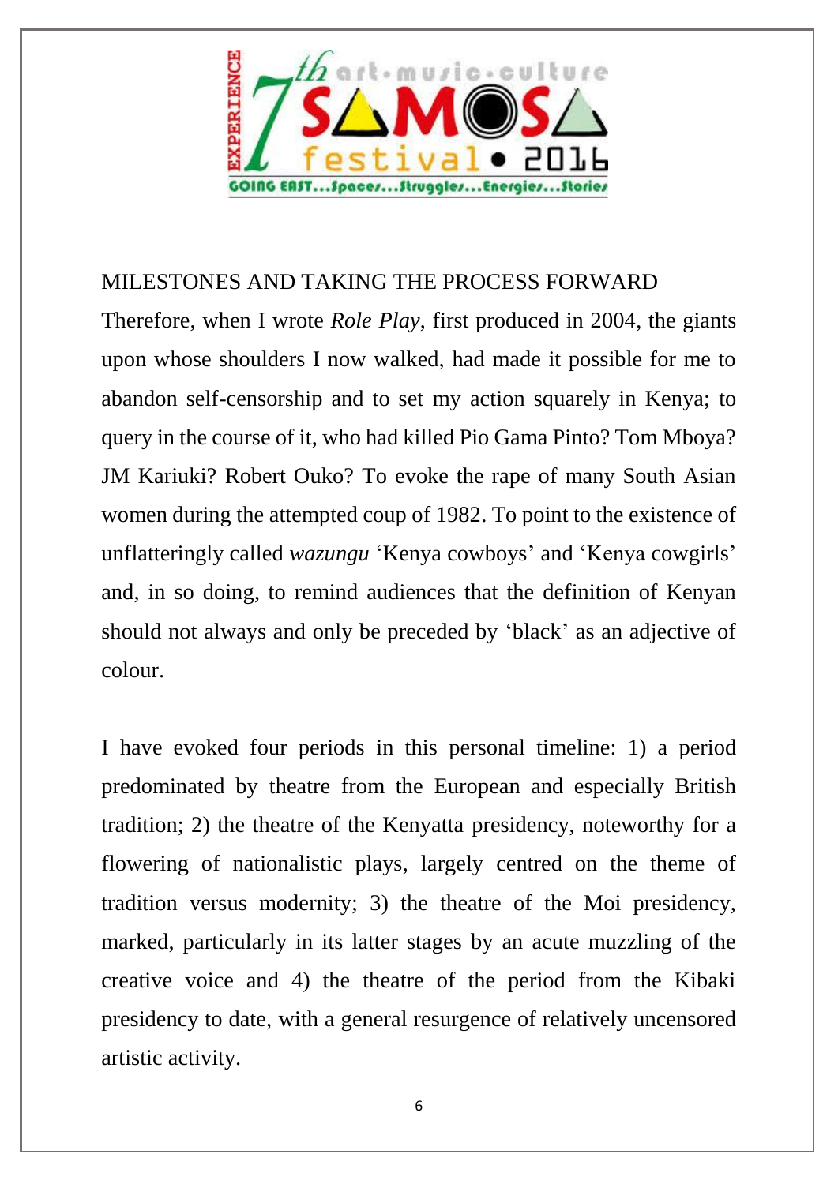## MILESTONES AND TAKING THE PROCESS FORWARD

Therefore, when I wrote *Role Play*, first produced in 2004, the giants upon whose shoulders I now walked, had made it possible for me to abandon self-censorship and to set my action squarely in Kenya; to query in the course of it, who had killed Pio Gama Pinto? Tom Mboya? JM Kariuki? Robert Ouko? To evoke the rape of many South Asian women during the attempted coup of 1982. To point to the existence of unflatteringly called *wazungu* 'Kenya cowboys' and 'Kenya cowgirls' and, in so doing, to remind audiences that the definition of Kenyan should not always and only be preceded by 'black' as an adjective of colour.

I have evoked four periods in this personal timeline: 1) a period predominated by theatre from the European and especially British tradition; 2) the theatre of the Kenyatta presidency, noteworthy for a flowering of nationalistic plays, largely centred on the theme of tradition versus modernity; 3) the theatre of the Moi presidency, marked, particularly in its latter stages by an acute muzzling of the creative voice and 4) the theatre of the period from the Kibaki presidency to date, with a general resurgence of relatively uncensored artistic activity.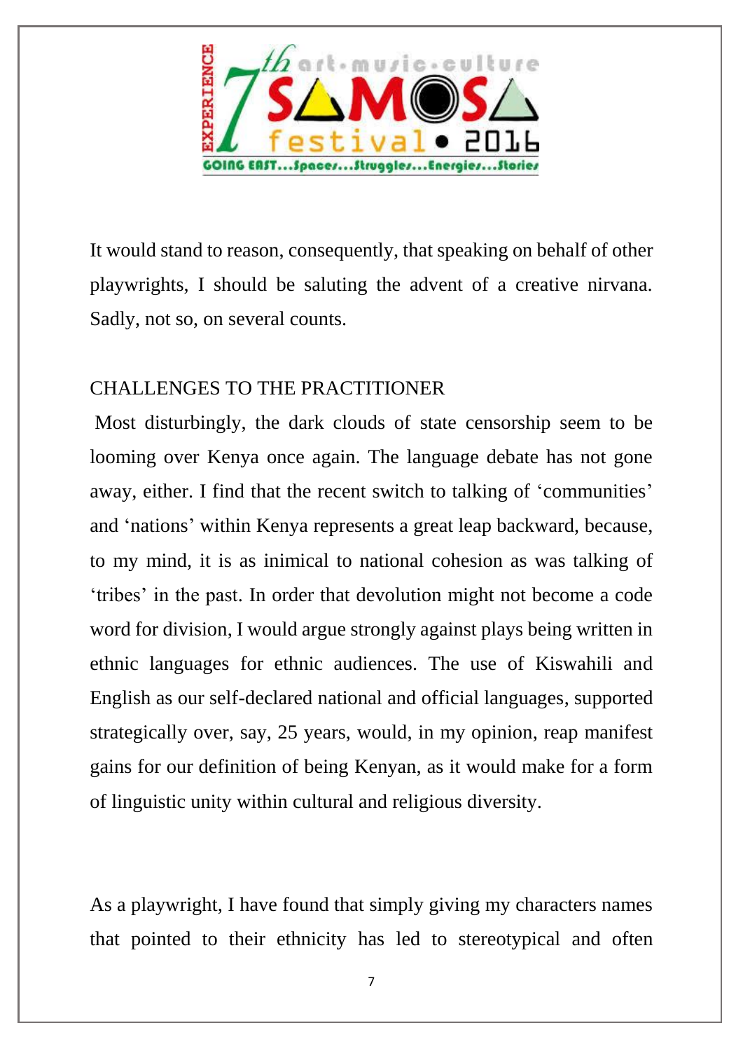It would stand to reason, consequently, that speaking on behalf of other playwrights, I should be saluting the advent of a creative nirvana. Sadly, not so, on several counts.

## CHALLENGES TO THE PRACTITIONER

Most disturbingly, the dark clouds of state censorship seem to be looming over Kenya once again. The language debate has not gone away, either. I find that the recent switch to talking of 'communities' and 'nations' within Kenya represents a great leap backward, because, to my mind, it is as inimical to national cohesion as was talking of 'tribes' in the past. In order that devolution might not become a code word for division, I would argue strongly against plays being written in ethnic languages for ethnic audiences. The use of Kiswahili and English as our self-declared national and official languages, supported strategically over, say, 25 years, would, in my opinion, reap manifest gains for our definition of being Kenyan, as it would make for a form of linguistic unity within cultural and religious diversity.

As a playwright, I have found that simply giving my characters names that pointed to their ethnicity has led to stereotypical and often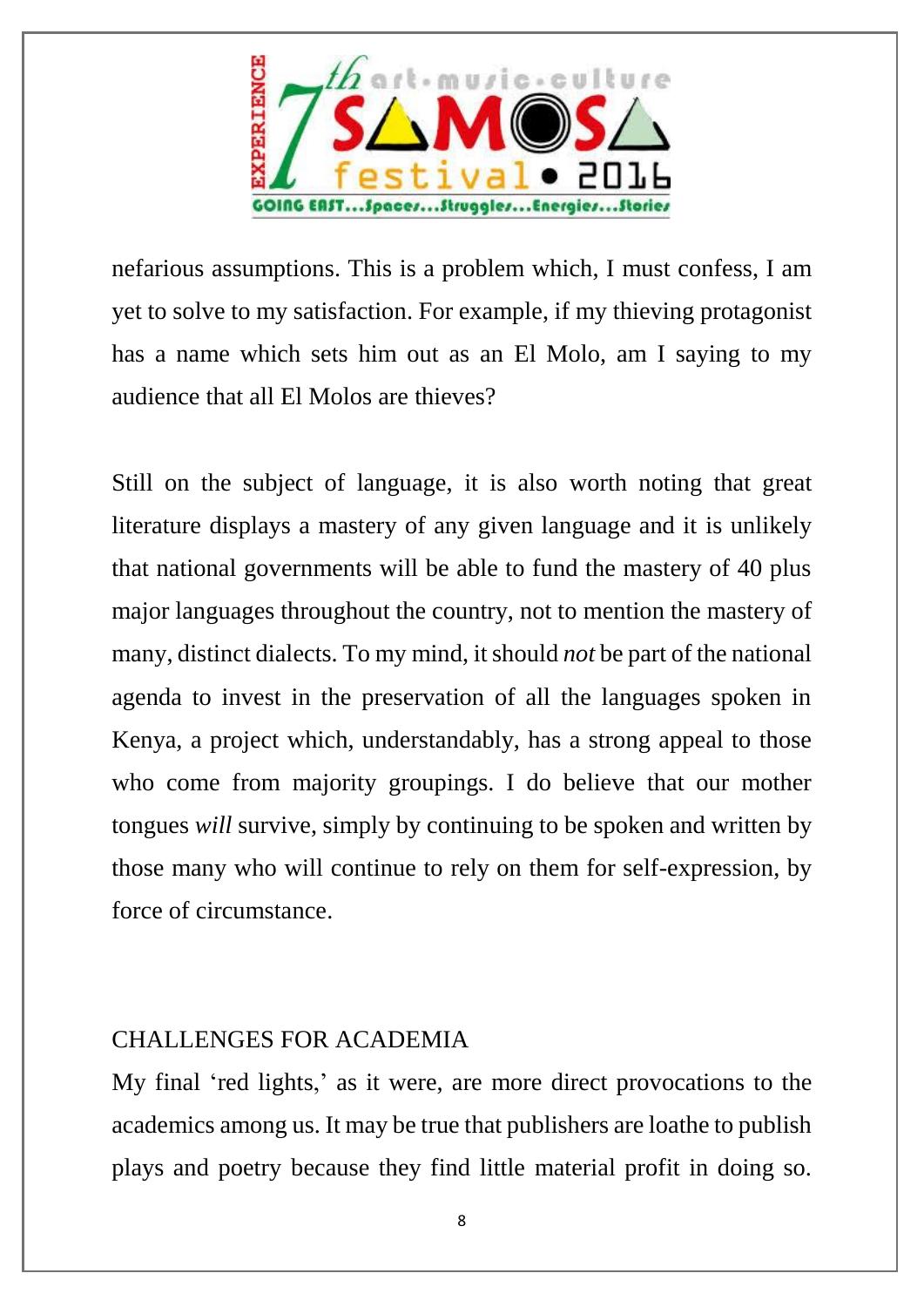nefarious assumptions. This is a problem which, I must confess, I am yet to solve to my satisfaction. For example, if my thieving protagonist has a name which sets him out as an El Molo, am I saying to my audience that all El Molos are thieves?

Still on the subject of language, it is also worth noting that great literature displays a mastery of any given language and it is unlikely that national governments will be able to fund the mastery of 40 plus major languages throughout the country, not to mention the mastery of many, distinct dialects. To my mind, it should *not* be part of the national agenda to invest in the preservation of all the languages spoken in Kenya, a project which, understandably, has a strong appeal to those who come from majority groupings. I do believe that our mother tongues *will* survive, simply by continuing to be spoken and written by those many who will continue to rely on them for self-expression, by force of circumstance.

## CHALLENGES FOR ACADEMIA

My final 'red lights,' as it were, are more direct provocations to the academics among us. It may be true that publishers are loathe to publish plays and poetry because they find little material profit in doing so.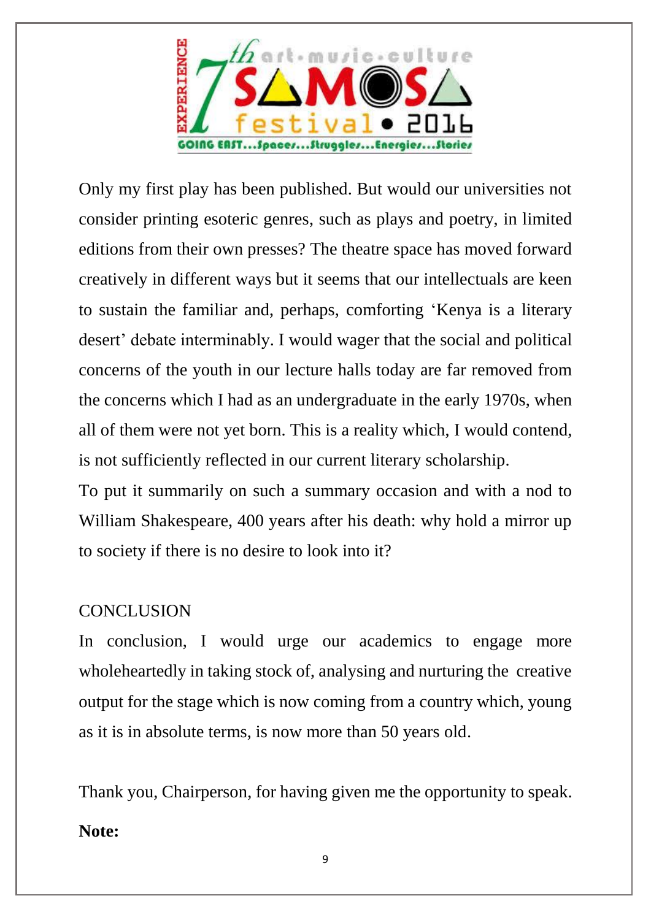Only my first play has been published. But would our universities not consider printing esoteric genres, such as plays and poetry, in limited editions from their own presses? The theatre space has moved forward creatively in different ways but it seems that our intellectuals are keen to sustain the familiar and, perhaps, comforting 'Kenya is a literary desert' debate interminably. I would wager that the social and political concerns of the youth in our lecture halls today are far removed from the concerns which I had as an undergraduate in the early 1970s, when all of them were not yet born. This is a reality which, I would contend, is not sufficiently reflected in our current literary scholarship.

To put it summarily on such a summary occasion and with a nod to William Shakespeare, 400 years after his death: why hold a mirror up to society if there is no desire to look into it?

## CONCLUSION

In conclusion, I would urge our academics to engage more wholeheartedly in taking stock of, analysing and nurturing the creative output for the stage which is now coming from a country which, young as it is in absolute terms, is now more than 50 years old.

Thank you, Chairperson, for having given me the opportunity to speak.

**Note:**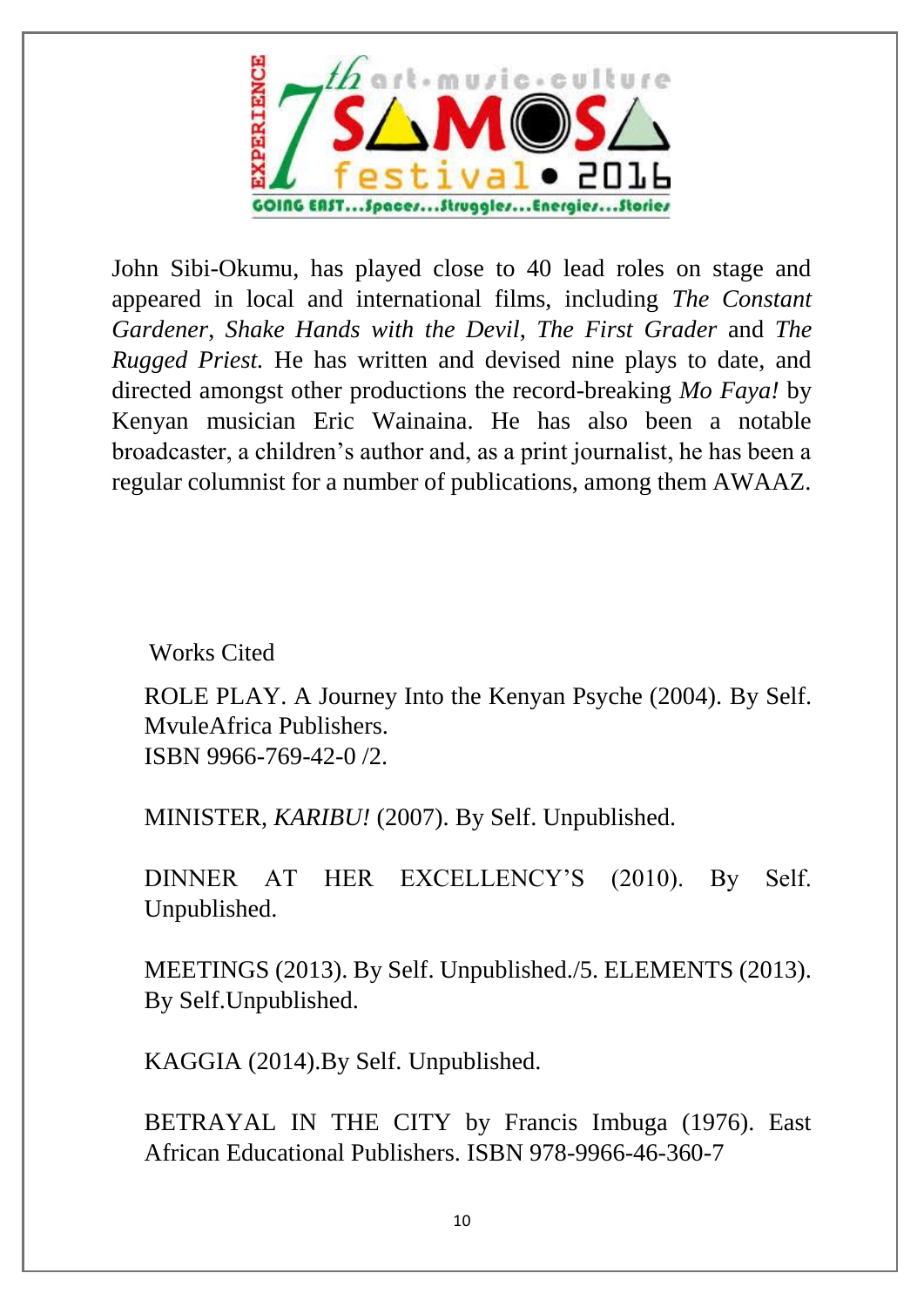John Sibi-Okumu, has played close to 40 lead roles on stage and appeared in local and international films, including *The Constant Gardener*, *Shake Hands with the Devil*, *The First Grader* and *The Rugged Priest*. He has written and devised nine plays to date, and directed amongst other productions the record-breaking *Mo Faya!* by Kenyan musician Eric Wainaina. He has also been a notable broadcaster, a children's author and, as a print journalist, he has been a regular columnist for a number of publications, among them AWAAZ.

## Works Cited

ROLE PLAY. A Journey Into the Kenyan Psyche (2004). By Self. MvuleAfrica Publishers.
ISBN 9966-769-42-0 /2.

MINISTER, *KARIBU!* (2007). By Self. Unpublished.

DINNER AT HER EXCELLENCY'S (2010). By Self. Unpublished.

MEETINGS (2013). By Self. Unpublished./5. ELEMENTS (2013). By Self.Unpublished.

KAGGIA (2014).By Self. Unpublished.

BETRAYAL IN THE CITY by Francis Imbuga (1976). East African Educational Publishers. ISBN 978-9966-46-360-7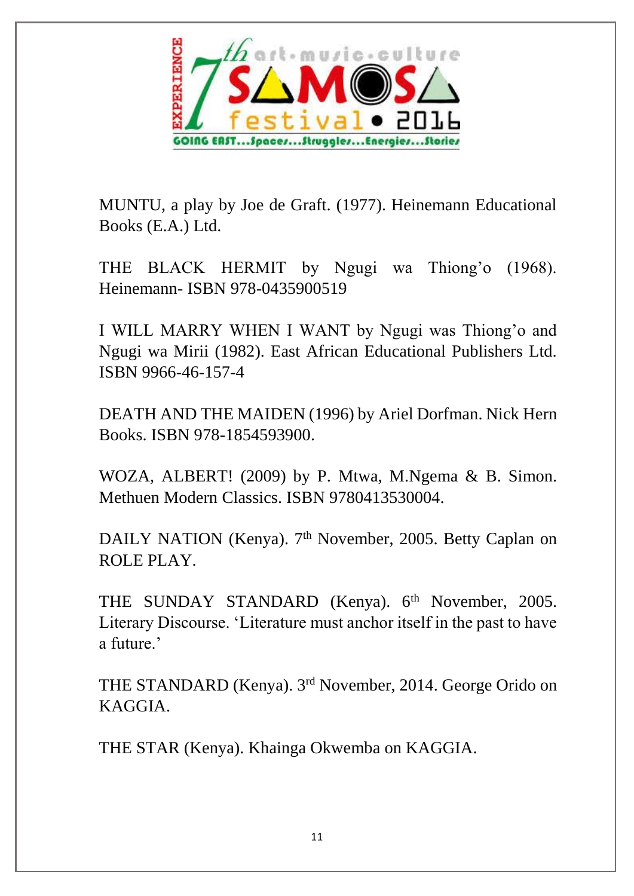MUNTU, a play by Joe de Graft. (1977). Heinemann Educational Books (E.A.) Ltd.

THE BLACK HERMIT by Ngugi wa Thiong'o (1968). Heinemann- ISBN 978-0435900519

I WILL MARRY WHEN I WANT by Ngugi was Thiong'o and Ngugi wa Mirii (1982). East African Educational Publishers Ltd. ISBN 9966-46-157-4

DEATH AND THE MAIDEN (1996) by Ariel Dorfman. Nick Hern Books. ISBN 978-1854593900.

WOZA, ALBERT! (2009) by P. Mtwa, M.Ngema & B. Simon. Methuen Modern Classics. ISBN 9780413530004.

DAILY NATION (Kenya). 7th November, 2005. Betty Caplan on ROLE PLAY.

THE SUNDAY STANDARD (Kenya). 6th November, 2005. Literary Discourse. 'Literature must anchor itself in the past to have a future.'

THE STANDARD (Kenya). 3rd November, 2014. George Orido on KAGGIA.

THE STAR (Kenya). Khainga Okwemba on KAGGIA.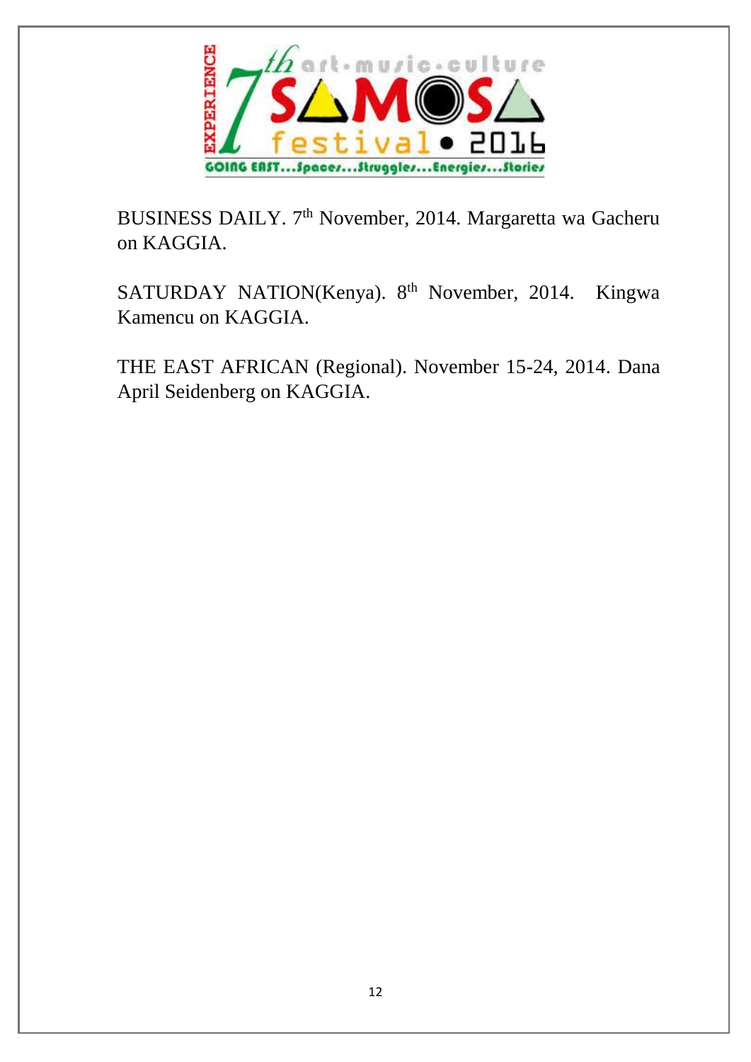BUSINESS DAILY. 7th November, 2014. Margaretta wa Gacheru on KAGGIA.

SATURDAY NATION(Kenya). 8th November, 2014. Kingwa Kamencu on KAGGIA.

THE EAST AFRICAN (Regional). November 15-24, 2014. Dana April Seidenberg on KAGGIA.